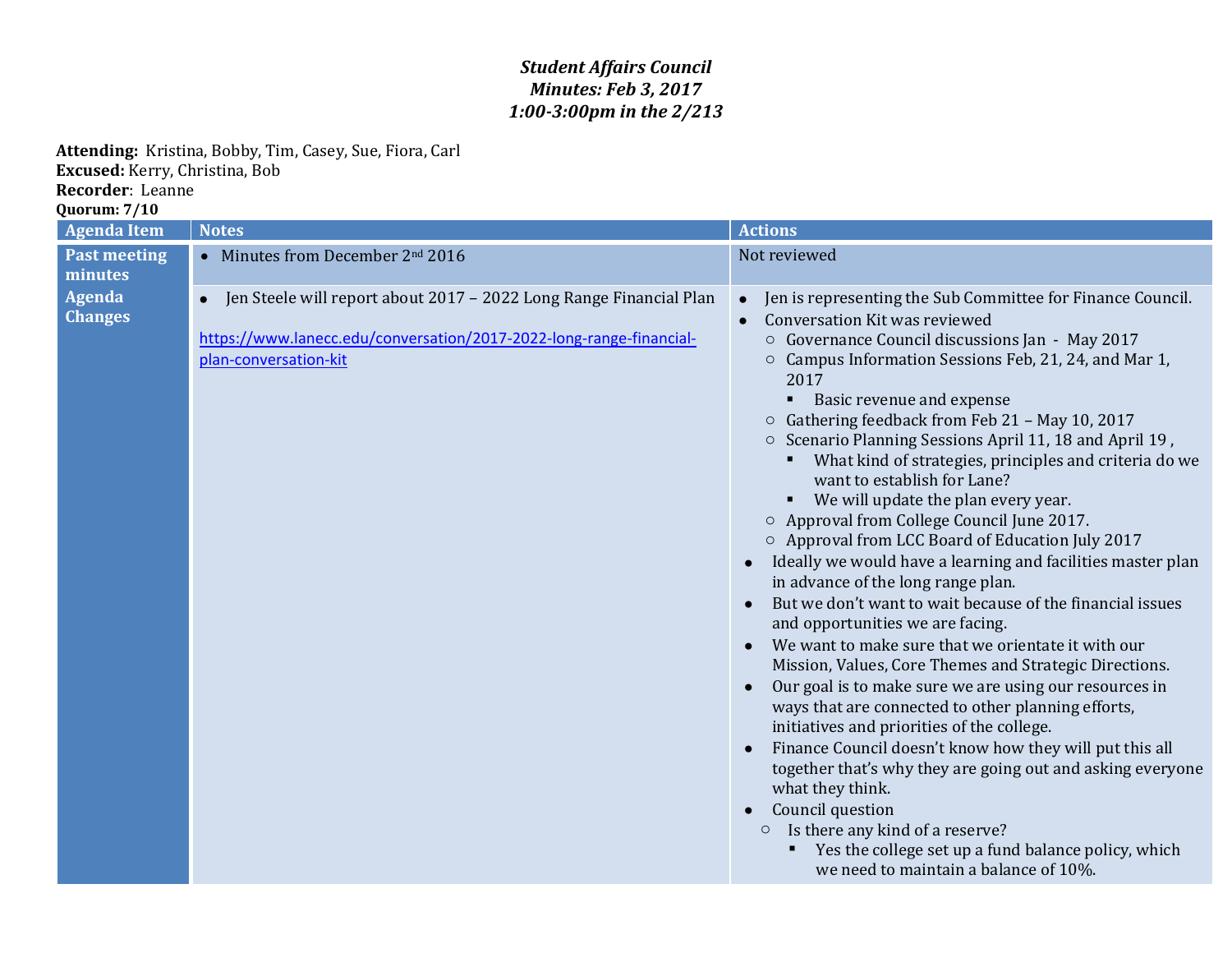***Student Affairs Council***
***Minutes: Feb 3, 2017***
***1:00-3:00pm in the 2/213***

**Attending:** Kristina, Bobby, Tim, Casey, Sue, Fiora, Carl
**Excused:** Kerry, Christina, Bob
**Recorder**: Leanne
**Quorum: 7/10**

| Agenda Item | Notes | Actions |
|---|---|---|
| **Past meeting minutes** | • Minutes from December 2nd 2016 | Not reviewed |
| **Agenda Changes** | • Jen Steele will report about 2017 – 2022 Long Range Financial Plan<br><br>https://www.lanecc.edu/conversation/2017-2022-long-range-financial-plan-conversation-kit | • Jen is representing the Sub Committee for Finance Council.<br>• Conversation Kit was reviewed<br>&nbsp;&nbsp;○ Governance Council discussions Jan - May 2017<br>&nbsp;&nbsp;○ Campus Information Sessions Feb, 21, 24, and Mar 1, 2017<br>&nbsp;&nbsp;&nbsp;&nbsp;▪ Basic revenue and expense<br>&nbsp;&nbsp;○ Gathering feedback from Feb 21 – May 10, 2017<br>&nbsp;&nbsp;○ Scenario Planning Sessions April 11, 18 and April 19 ,<br>&nbsp;&nbsp;&nbsp;&nbsp;▪ What kind of strategies, principles and criteria do we want to establish for Lane?<br>&nbsp;&nbsp;&nbsp;&nbsp;▪ We will update the plan every year.<br>&nbsp;&nbsp;○ Approval from College Council June 2017.<br>&nbsp;&nbsp;○ Approval from LCC Board of Education July 2017<br>• Ideally we would have a learning and facilities master plan in advance of the long range plan.<br>• But we don't want to wait because of the financial issues and opportunities we are facing.<br>• We want to make sure that we orientate it with our Mission, Values, Core Themes and Strategic Directions.<br>• Our goal is to make sure we are using our resources in ways that are connected to other planning efforts, initiatives and priorities of the college.<br>• Finance Council doesn't know how they will put this all together that's why they are going out and asking everyone what they think.<br>• Council question<br>&nbsp;&nbsp;○ Is there any kind of a reserve?<br>&nbsp;&nbsp;&nbsp;&nbsp;▪ Yes the college set up a fund balance policy, which we need to maintain a balance of 10%. |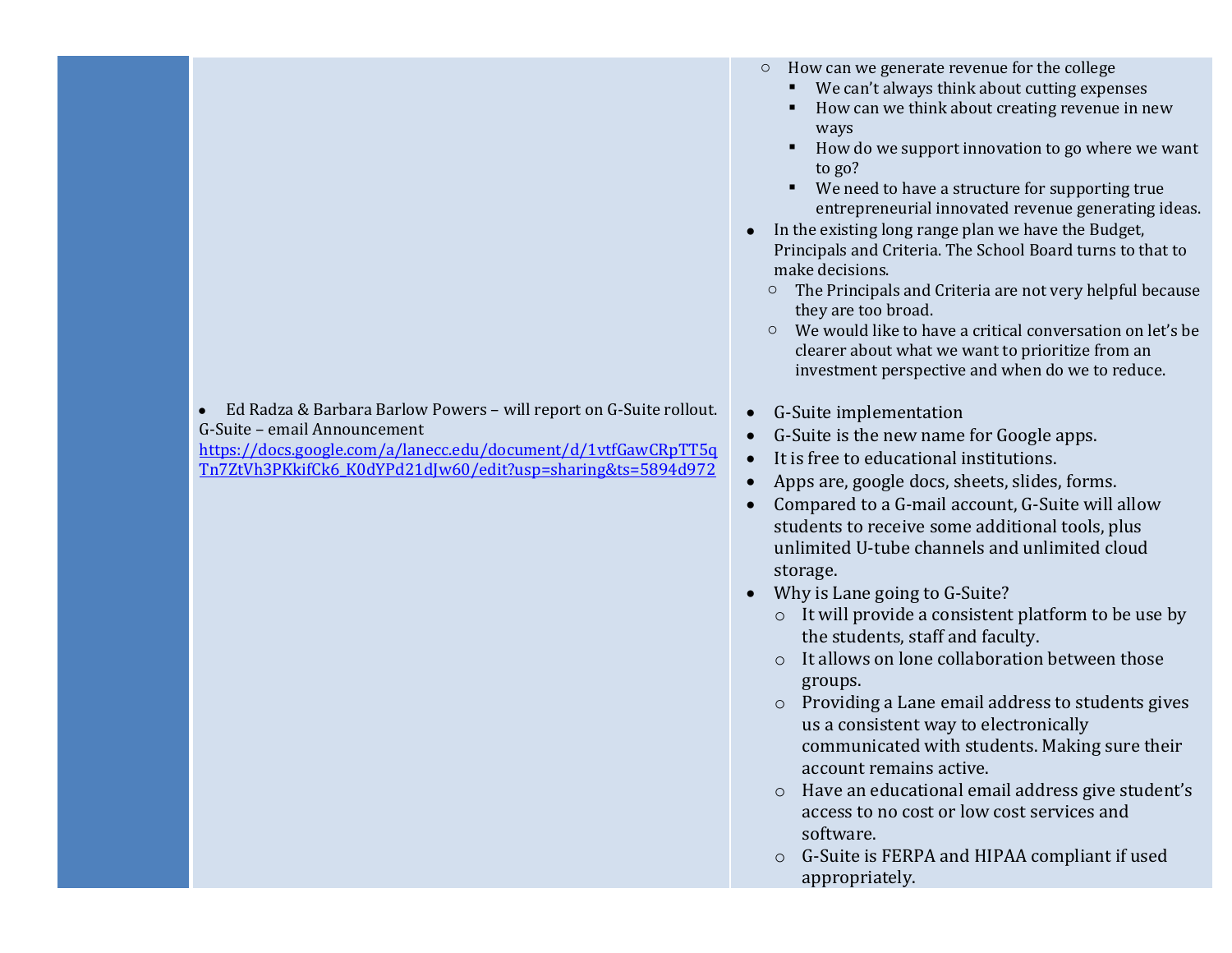| | | |
|---|---|---|
| | | ○ How can we generate revenue for the college<br>  ▪ We can't always think about cutting expenses<br>  ▪ How can we think about creating revenue in new ways<br>  ▪ How do we support innovation to go where we want to go?<br>  ▪ We need to have a structure for supporting true entrepreneurial innovated revenue generating ideas.<br>• In the existing long range plan we have the Budget, Principals and Criteria. The School Board turns to that to make decisions.<br>  ○ The Principals and Criteria are not very helpful because they are too broad.<br>  ○ We would like to have a critical conversation on let's be clearer about what we want to prioritize from an investment perspective and when do we to reduce. |
| | • Ed Radza & Barbara Barlow Powers – will report on G-Suite rollout.<br>G-Suite – email Announcement<br>[https://docs.google.com/a/lanecc.edu/document/d/1vtfGawCRpTT5qTn7ZtVh3PKkifCk6_K0dYPd21dJw60/edit?usp=sharing&ts=5894d972](https://docs.google.com/a/lanecc.edu/document/d/1vtfGawCRpTT5qTn7ZtVh3PKkifCk6_K0dYPd21dJw60/edit?usp=sharing&ts=5894d972) | • G-Suite implementation<br>• G-Suite is the new name for Google apps.<br>• It is free to educational institutions.<br>• Apps are, google docs, sheets, slides, forms.<br>• Compared to a G-mail account, G-Suite will allow students to receive some additional tools, plus unlimited U-tube channels and unlimited cloud storage.<br>• Why is Lane going to G-Suite?<br>  ○ It will provide a consistent platform to be use by the students, staff and faculty.<br>  ○ It allows on lone collaboration between those groups.<br>  ○ Providing a Lane email address to students gives us a consistent way to electronically communicated with students. Making sure their account remains active.<br>  ○ Have an educational email address give student's access to no cost or low cost services and software.<br>  ○ G-Suite is FERPA and HIPAA compliant if used appropriately. |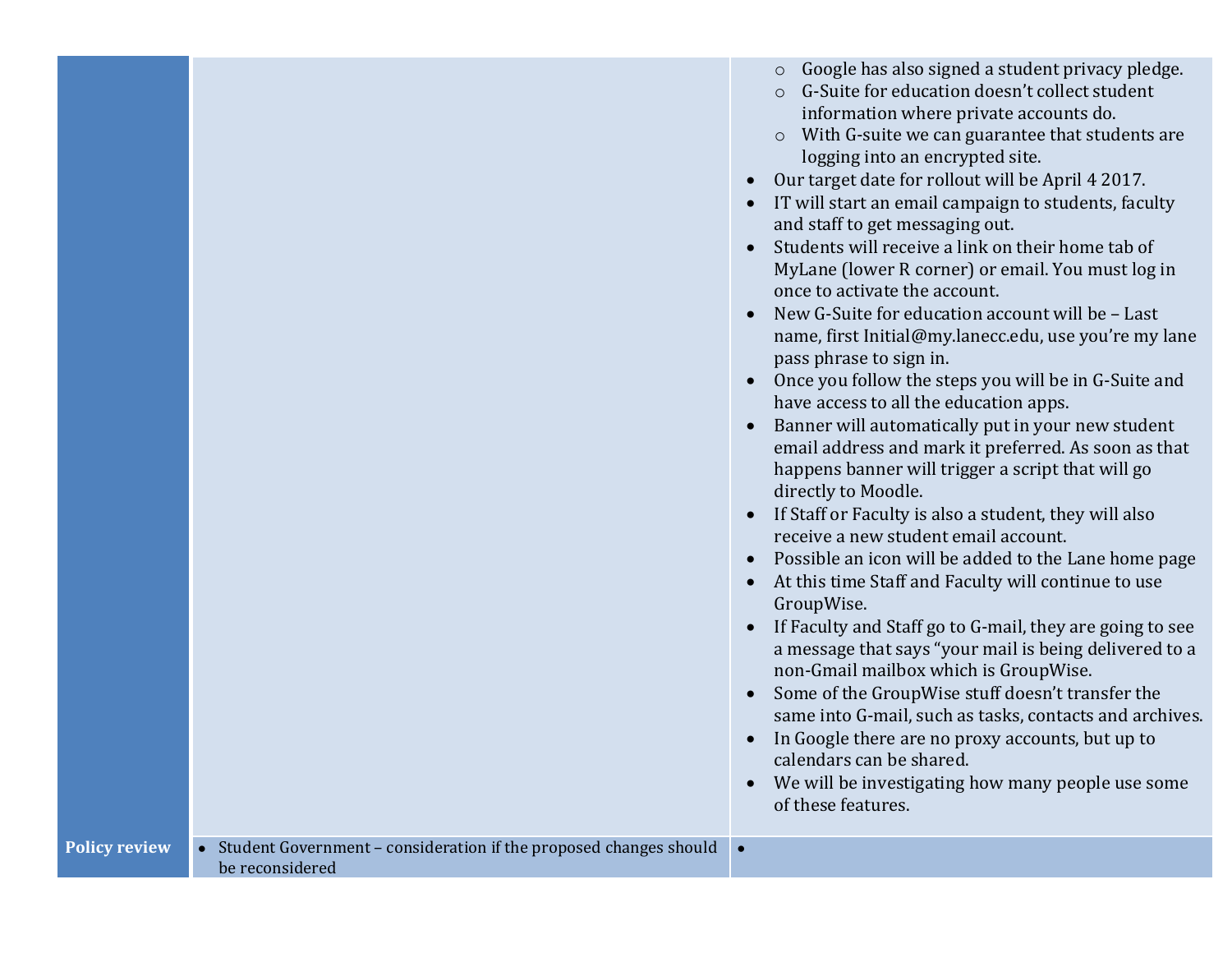| | | |
|---|---|---|
| | | <ul><li>Google has also signed a student privacy pledge.</li><li>G-Suite for education doesn't collect student information where private accounts do.</li><li>With G-suite we can guarantee that students are logging into an encrypted site.</li></ul><ul><li>Our target date for rollout will be April 4 2017.</li><li>IT will start an email campaign to students, faculty and staff to get messaging out.</li><li>Students will receive a link on their home tab of MyLane (lower R corner) or email. You must log in once to activate the account.</li><li>New G-Suite for education account will be – Last name, first Initial@my.lanecc.edu, use you're my lane pass phrase to sign in.</li><li>Once you follow the steps you will be in G-Suite and have access to all the education apps.</li><li>Banner will automatically put in your new student email address and mark it preferred. As soon as that happens banner will trigger a script that will go directly to Moodle.</li><li>If Staff or Faculty is also a student, they will also receive a new student email account.</li><li>Possible an icon will be added to the Lane home page</li><li>At this time Staff and Faculty will continue to use GroupWise.</li><li>If Faculty and Staff go to G-mail, they are going to see a message that says "your mail is being delivered to a non-Gmail mailbox which is GroupWise.</li><li>Some of the GroupWise stuff doesn't transfer the same into G-mail, such as tasks, contacts and archives.</li><li>In Google there are no proxy accounts, but up to calendars can be shared.</li><li>We will be investigating how many people use some of these features.</li></ul> |
| **Policy review** | <ul><li>Student Government – consideration if the proposed changes should be reconsidered</li></ul> | <ul><li></li></ul> |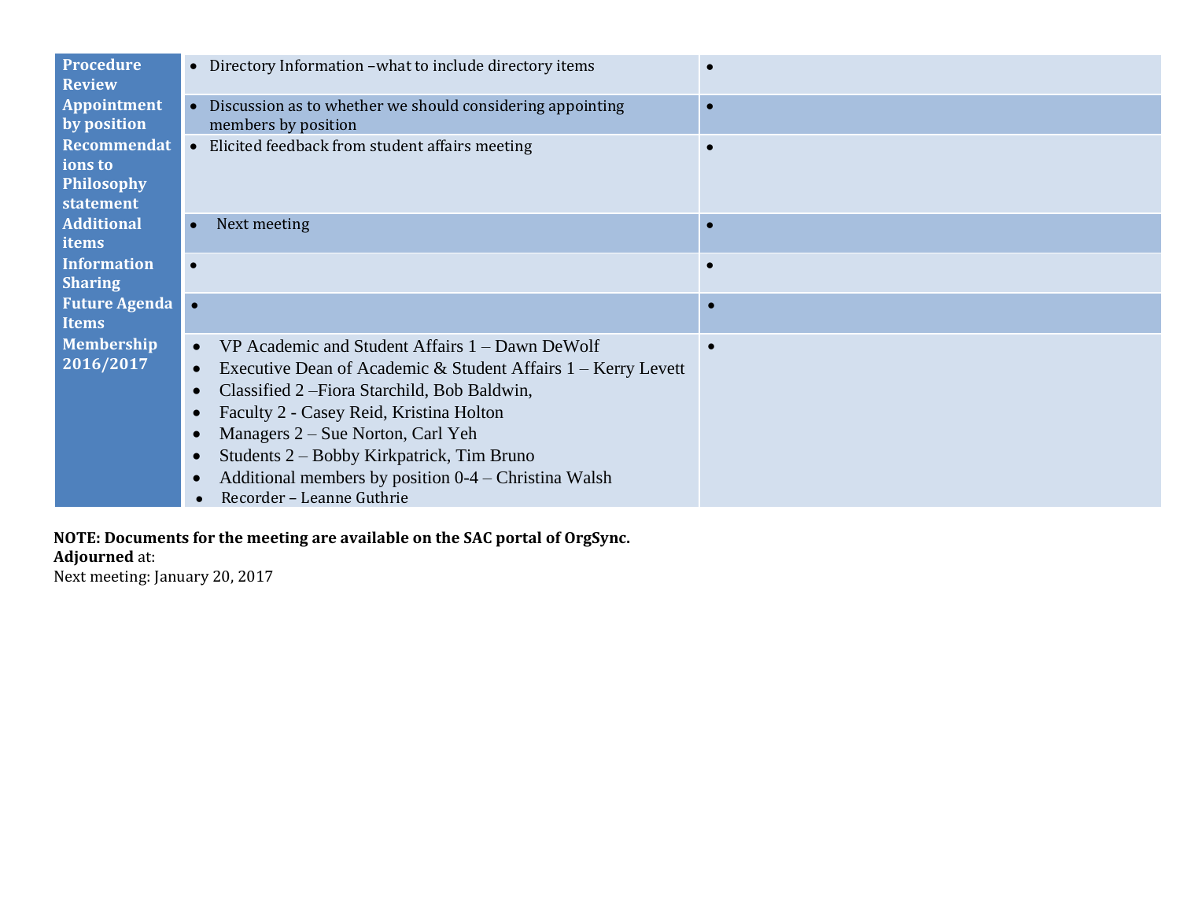| | | |
|---|---|---|
| **Procedure Review** | • Directory Information –what to include directory items | • |
| **Appointment by position** | • Discussion as to whether we should considering appointing members by position | • |
| **Recommendations to Philosophy statement** | • Elicited feedback from student affairs meeting | • |
| **Additional items** | • Next meeting | • |
| **Information Sharing** | • | • |
| **Future Agenda Items** | • | • |
| **Membership 2016/2017** | • VP Academic and Student Affairs 1 – Dawn DeWolf<br>• Executive Dean of Academic & Student Affairs 1 – Kerry Levett<br>• Classified 2 –Fiora Starchild, Bob Baldwin,<br>• Faculty 2 - Casey Reid, Kristina Holton<br>• Managers 2 – Sue Norton, Carl Yeh<br>• Students 2 – Bobby Kirkpatrick, Tim Bruno<br>• Additional members by position 0-4 – Christina Walsh<br>• Recorder – Leanne Guthrie | • |

**NOTE: Documents for the meeting are available on the SAC portal of OrgSync.**
**Adjourned** at:
Next meeting: January 20, 2017